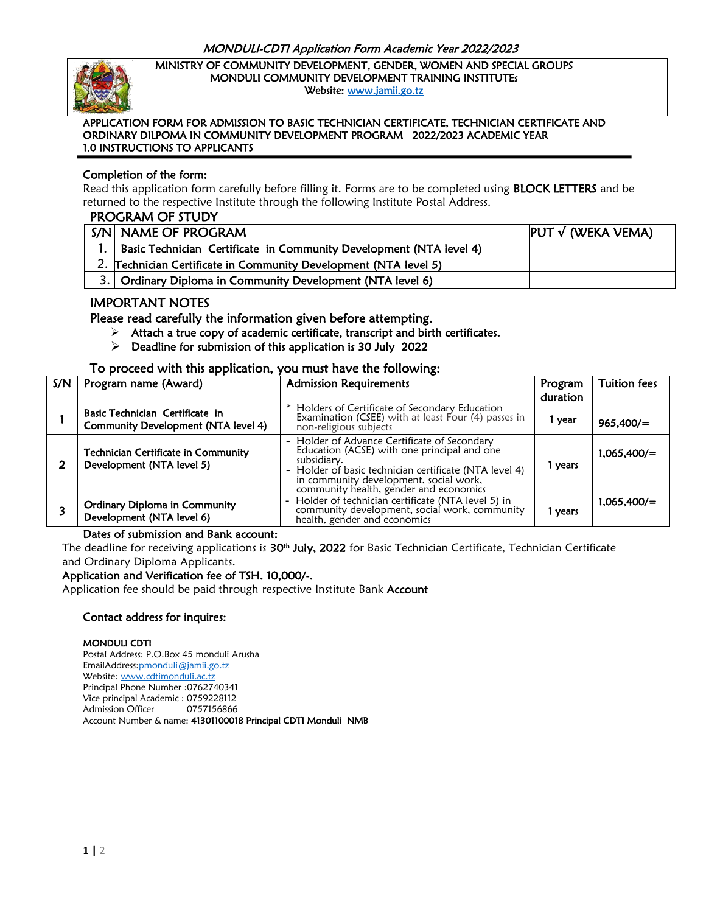*MONDULI-CDTI Application Form Academic Year 2022/2023*

**MINISTRY OF COMMUNITY DEVELOPMENT, GENDER, WOMEN AND SPECIAL GROUPS**
**MONDULI COMMUNITY DEVELOPMENT TRAINING INSTITUTEs**
**Website: www.jamii.go.tz**

## APPLICATION FORM FOR ADMISSION TO BASIC TECHNICIAN CERTIFICATE, TECHNICIAN CERTIFICATE AND ORDINARY DILPOMA IN COMMUNITY DEVELOPMENT PROGRAM 2022/2023 ACADEMIC YEAR

## 1.0 INSTRUCTIONS TO APPLICANTS

### Completion of the form:

Read this application form carefully before filling it. Forms are to be completed using **BLOCK LETTERS** and be returned to the respective Institute through the following Institute Postal Address.

### PROGRAM OF STUDY

| S/N | NAME OF PROGRAM | PUT √ (WEKA VEMA) |
|---|---|---|
| 1. | Basic Technician Certificate in Community Development (NTA level 4) | |
| 2. | Technician Certificate in Community Development (NTA level 5) | |
| 3. | Ordinary Diploma in Community Development (NTA level 6) | |

### IMPORTANT NOTES

Please read carefully the information given before attempting.

- **Attach a true copy of academic certificate, transcript and birth certificates.**
- **Deadline for submission of this application is 30 July 2022**

### To proceed with this application, you must have the following:

| S/N | Program name (Award) | Admission Requirements | Program duration | Tuition fees |
|---|---|---|---|---|
| 1 | Basic Technician Certificate in Community Development (NTA level 4) | Holders of Certificate of Secondary Education Examination (CSEE) with at least Four (4) passes in non-religious subjects | 1 year | 965,400/= |
| 2 | Technician Certificate in Community Development (NTA level 5) | - Holder of Advance Certificate of Secondary Education (ACSE) with one principal and one subsidiary.<br>- Holder of basic technician certificate (NTA level 4) in community development, social work, community health, gender and economics | 1 years | 1,065,400/= |
| 3 | Ordinary Diploma in Community Development (NTA level 6) | - Holder of technician certificate (NTA level 5) in community development, social work, community health, gender and economics | 1 years | 1,065,400/= |

**Dates of submission and Bank account:**

The deadline for receiving applications is **30th July, 2022** for Basic Technician Certificate, Technician Certificate and Ordinary Diploma Applicants.

**Application and Verification fee of TSH. 10,000/-.**

Application fee should be paid through respective Institute Bank **Account**

### Contact address for inquires:

**MONDULI CDTI**
Postal Address: P.O.Box 45 monduli Arusha
EmailAddress:pmonduli@jamii.go.tz
Website: www.cdtimonduli.ac.tz
Principal Phone Number :0762740341
Vice principal Academic : 0759228112
Admission Officer 0757156866
Account Number & name: **41301100018 Principal CDTI Monduli NMB**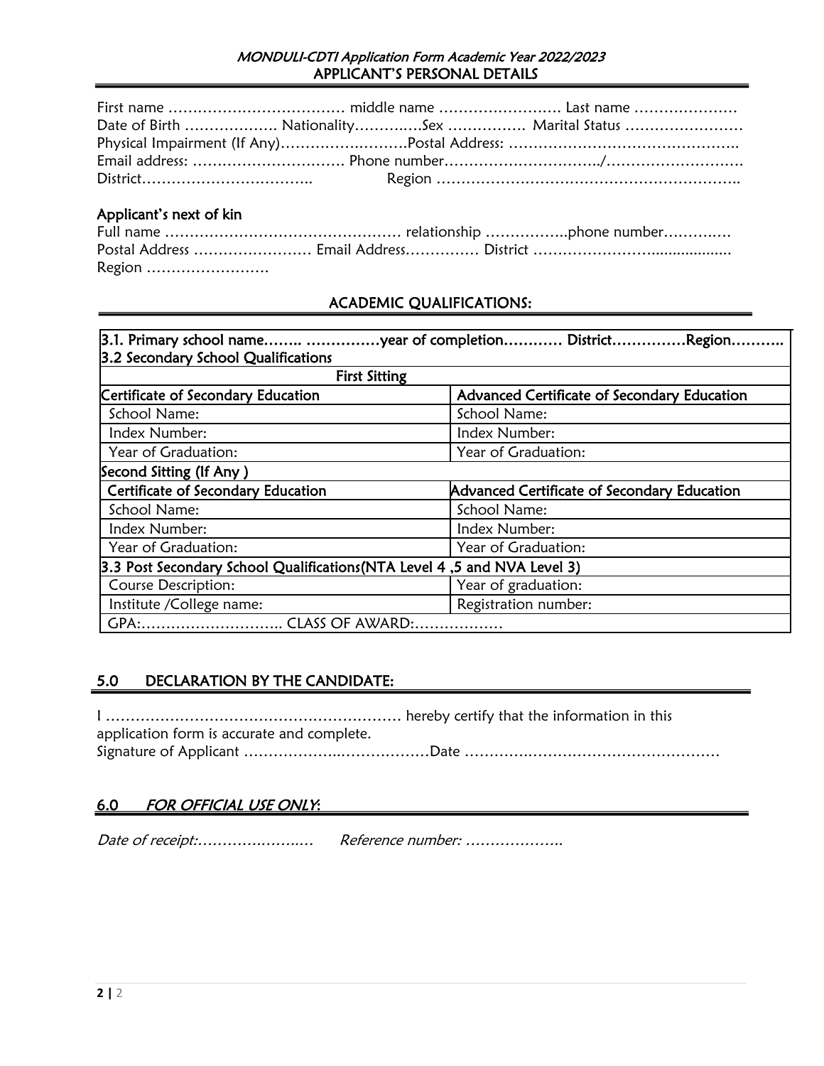*MONDULI-CDTI Application Form Academic Year 2022/2023*

## APPLICANT'S PERSONAL DETAILS

First name ……………………………… middle name ……………………. Last name …………………
Date of Birth ………………. Nationality………….Sex ……………. Marital Status ……………………
Physical Impairment (If Any)……………………….Postal Address: ………………………………………..
Email address: …………………………. Phone number…………………………../……………………….
District…………………………….. Region ……………………………………………………..

### Applicant's next of kin

Full name ………………………………………… relationship ……………..phone number………….
Postal Address …………………… Email Address…………… District ……………………..................
Region …………………….

## ACADEMIC QUALIFICATIONS:

| | |
|---|---|
| **3.1. Primary school name…….. ……………year of completion……….. District……………Region………..** | |
| **3.2 Secondary School Qualifications** | |
| **First Sitting** | |
| **Certificate of Secondary Education** | **Advanced Certificate of Secondary Education** |
| School Name: | School Name: |
| Index Number: | Index Number: |
| Year of Graduation: | Year of Graduation: |
| **Second Sitting (If Any )** | |
| **Certificate of Secondary Education** | **Advanced Certificate of Secondary Education** |
| School Name: | School Name: |
| Index Number: | Index Number: |
| Year of Graduation: | Year of Graduation: |
| **3.3 Post Secondary School Qualifications(NTA Level 4 ,5 and NVA Level 3)** | |
| Course Description: | Year of graduation: |
| Institute /College name: | Registration number: |
| GPA:……………………….. CLASS OF AWARD:……………… | |

## 5.0 DECLARATION BY THE CANDIDATE:

I …………………………………………………… hereby certify that the information in this application form is accurate and complete.
Signature of Applicant ………………..………………Date ………………………………………………

## *6.0 FOR OFFICIAL USE ONLY:*

*Date of receipt:…………………… Reference number: ………………..*